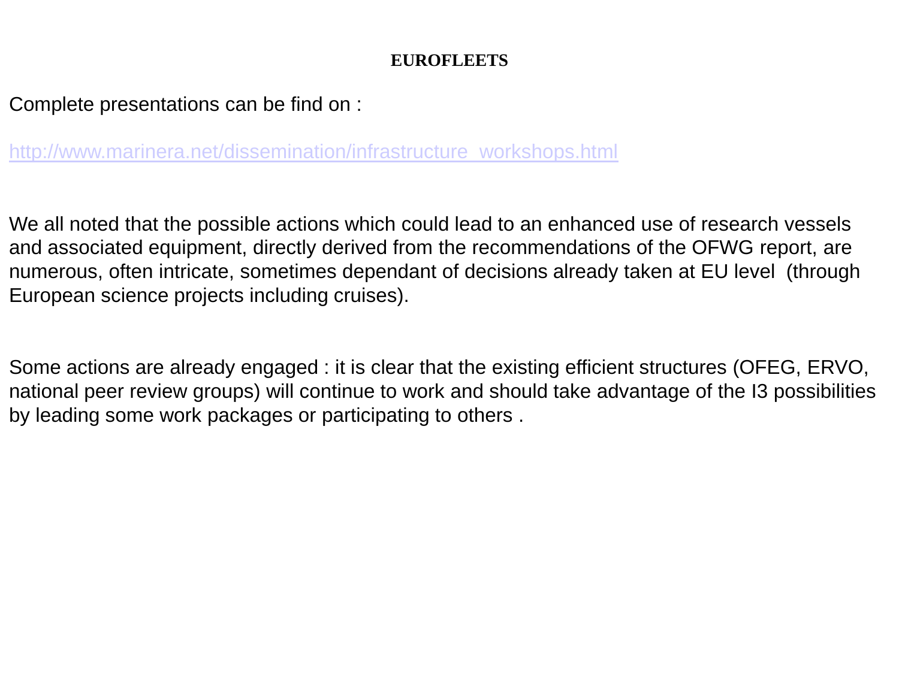# EUROFLEETS

Complete presentations can be find on :

http://www.marinera.net/dissemination/infrastructure_workshops.html

We all noted that the possible actions which could lead to an enhanced use of research vessels and associated equipment, directly derived from the recommendations of the OFWG report, are numerous, often intricate, sometimes dependant of decisions already taken at EU level (through European science projects including cruises).

Some actions are already engaged : it is clear that the existing efficient structures (OFEG, ERVO, national peer review groups) will continue to work and should take advantage of the I3 possibilities by leading some work packages or participating to others .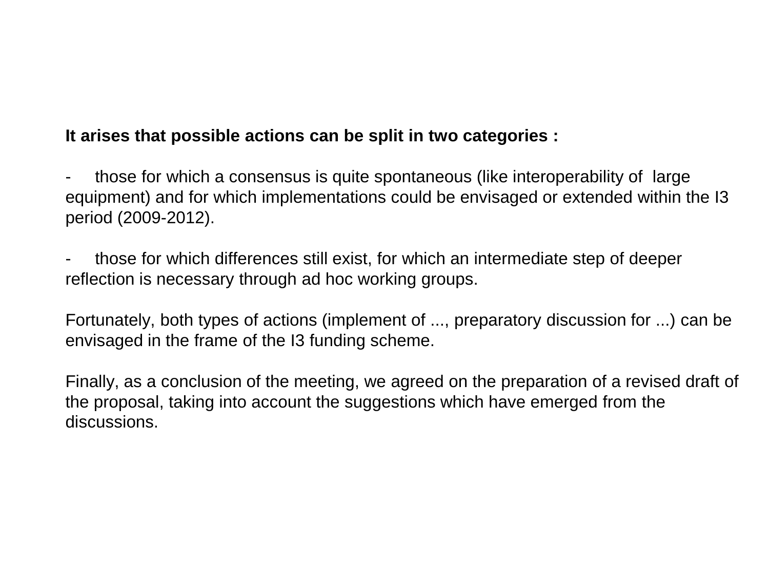**It arises that possible actions can be split in two categories :**

- those for which a consensus is quite spontaneous (like interoperability of large equipment) and for which implementations could be envisaged or extended within the I3 period (2009-2012).

- those for which differences still exist, for which an intermediate step of deeper reflection is necessary through ad hoc working groups.

Fortunately, both types of actions (implement of ..., preparatory discussion for ...) can be envisaged in the frame of the I3 funding scheme.

Finally, as a conclusion of the meeting, we agreed on the preparation of a revised draft of the proposal, taking into account the suggestions which have emerged from the discussions.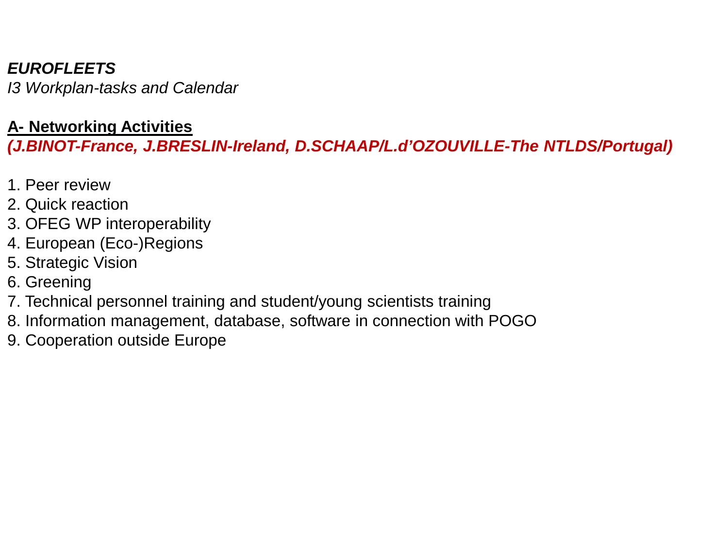***EUROFLEETS***

*I3 Workplan-tasks and Calendar*

## A- Networking Activities

***(J.BINOT-France, J.BRESLIN-Ireland, D.SCHAAP/L.d'OZOUVILLE-The NTLDS/Portugal)***

1. Peer review
2. Quick reaction
3. OFEG WP interoperability
4. European (Eco-)Regions
5. Strategic Vision
6. Greening
7. Technical personnel training and student/young scientists training
8. Information management, database, software in connection with POGO
9. Cooperation outside Europe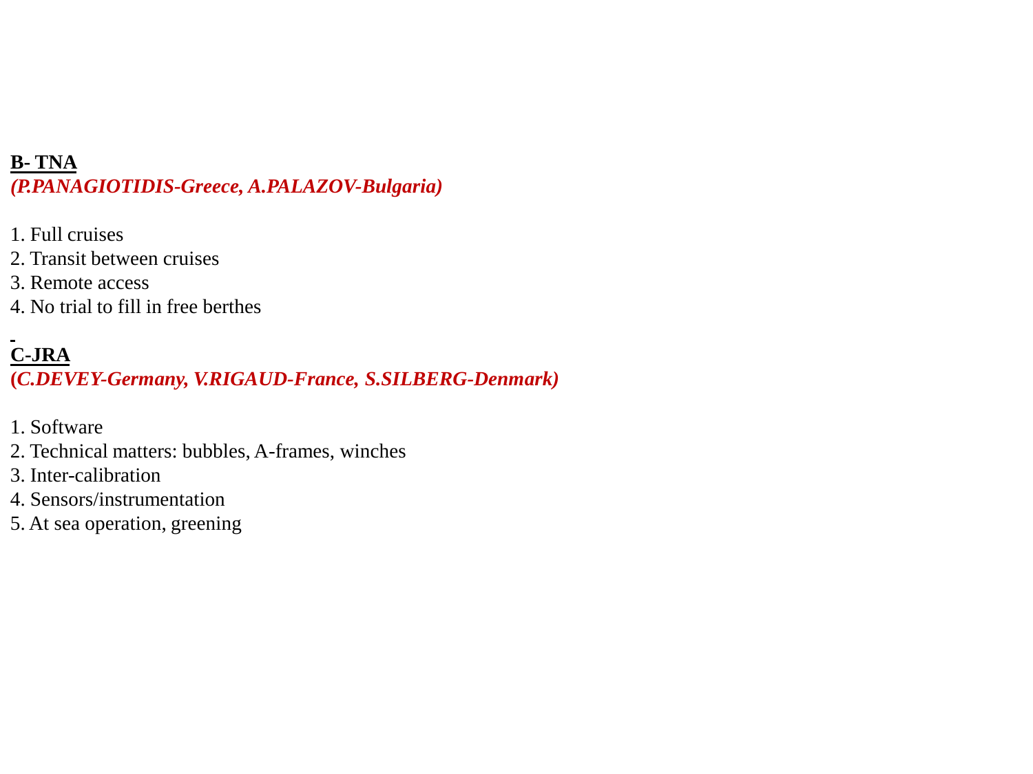**B- TNA**

***(P.PANAGIOTIDIS-Greece, A.PALAZOV-Bulgaria)***

1. Full cruises
2. Transit between cruises
3. Remote access
4. No trial to fill in free berthes

**C-JRA**

***(C.DEVEY-Germany, V.RIGAUD-France, S.SILBERG-Denmark)***

1. Software
2. Technical matters: bubbles, A-frames, winches
3. Inter-calibration
4. Sensors/instrumentation
5. At sea operation, greening